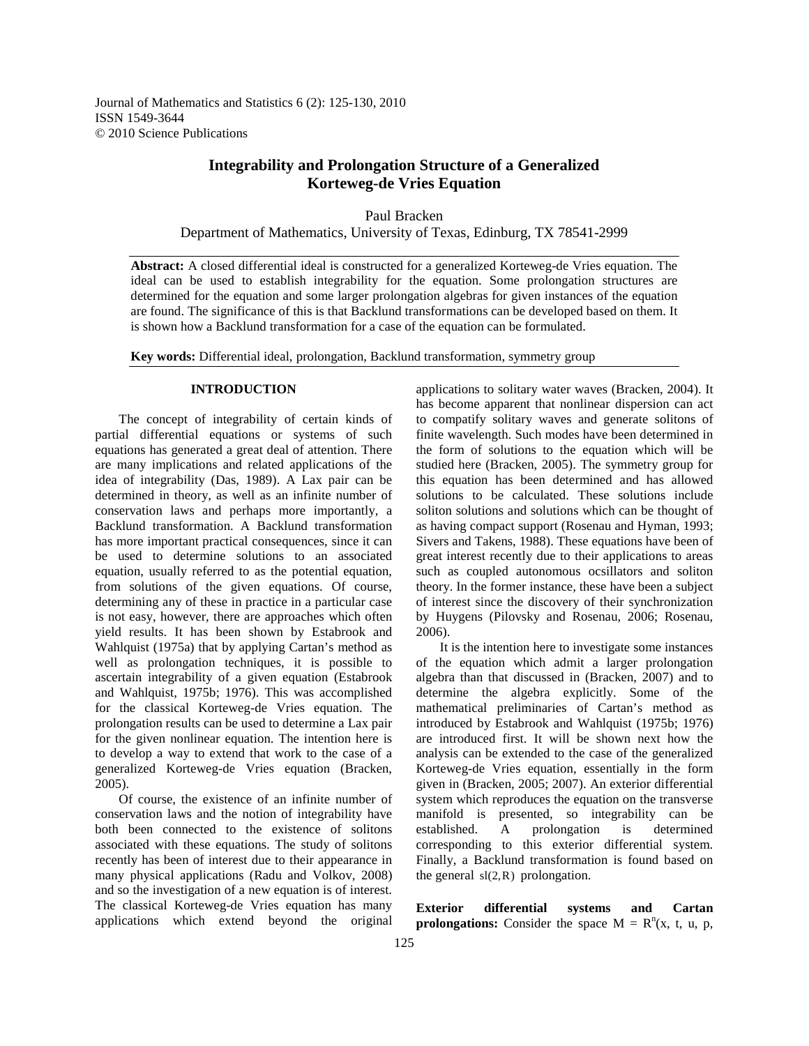# Integrability and Prolongation Structure of a Generalized Korteweg-de Vries Equation

Paul Bracken

Department of Mathematics, University of Texas, Edinburg, TX 78541-2999

**Abstract:** A closed differential ideal is constructed for a generalized Korteweg-de Vries equation. The ideal can be used to establish integrability for the equation. Some prolongation structures are determined for the equation and some larger prolongation algebras for given instances of the equation are found. The significance of this is that Backlund transformations can be developed based on them. It is shown how a Backlund transformation for a case of the equation can be formulated.

**Key words:** Differential ideal, prolongation, Backlund transformation, symmetry group

## INTRODUCTION

The concept of integrability of certain kinds of partial differential equations or systems of such equations has generated a great deal of attention. There are many implications and related applications of the idea of integrability (Das, 1989). A Lax pair can be determined in theory, as well as an infinite number of conservation laws and perhaps more importantly, a Backlund transformation. A Backlund transformation has more important practical consequences, since it can be used to determine solutions to an associated equation, usually referred to as the potential equation, from solutions of the given equations. Of course, determining any of these in practice in a particular case is not easy, however, there are approaches which often yield results. It has been shown by Estabrook and Wahlquist (1975a) that by applying Cartan's method as well as prolongation techniques, it is possible to ascertain integrability of a given equation (Estabrook and Wahlquist, 1975b; 1976). This was accomplished for the classical Korteweg-de Vries equation. The prolongation results can be used to determine a Lax pair for the given nonlinear equation. The intention here is to develop a way to extend that work to the case of a generalized Korteweg-de Vries equation (Bracken, 2005).

Of course, the existence of an infinite number of conservation laws and the notion of integrability have both been connected to the existence of solitons associated with these equations. The study of solitons recently has been of interest due to their appearance in many physical applications (Radu and Volkov, 2008) and so the investigation of a new equation is of interest. The classical Korteweg-de Vries equation has many applications which extend beyond the original applications to solitary water waves (Bracken, 2004). It has become apparent that nonlinear dispersion can act to compatify solitary waves and generate solitons of finite wavelength. Such modes have been determined in the form of solutions to the equation which will be studied here (Bracken, 2005). The symmetry group for this equation has been determined and has allowed solutions to be calculated. These solutions include soliton solutions and solutions which can be thought of as having compact support (Rosenau and Hyman, 1993; Sivers and Takens, 1988). These equations have been of great interest recently due to their applications to areas such as coupled autonomous ocsillators and soliton theory. In the former instance, these have been a subject of interest since the discovery of their synchronization by Huygens (Pilovsky and Rosenau, 2006; Rosenau, 2006).

It is the intention here to investigate some instances of the equation which admit a larger prolongation algebra than that discussed in (Bracken, 2007) and to determine the algebra explicitly. Some of the mathematical preliminaries of Cartan's method as introduced by Estabrook and Wahlquist (1975b; 1976) are introduced first. It will be shown next how the analysis can be extended to the case of the generalized Korteweg-de Vries equation, essentially in the form given in (Bracken, 2005; 2007). An exterior differential system which reproduces the equation on the transverse manifold is presented, so integrability can be established. A prolongation is determined corresponding to this exterior differential system. Finally, a Backlund transformation is found based on the general $sl(2,R)$ prolongation.

**Exterior differential systems and Cartan prolongations:** Consider the space $M = R^n(x, t, u, p,$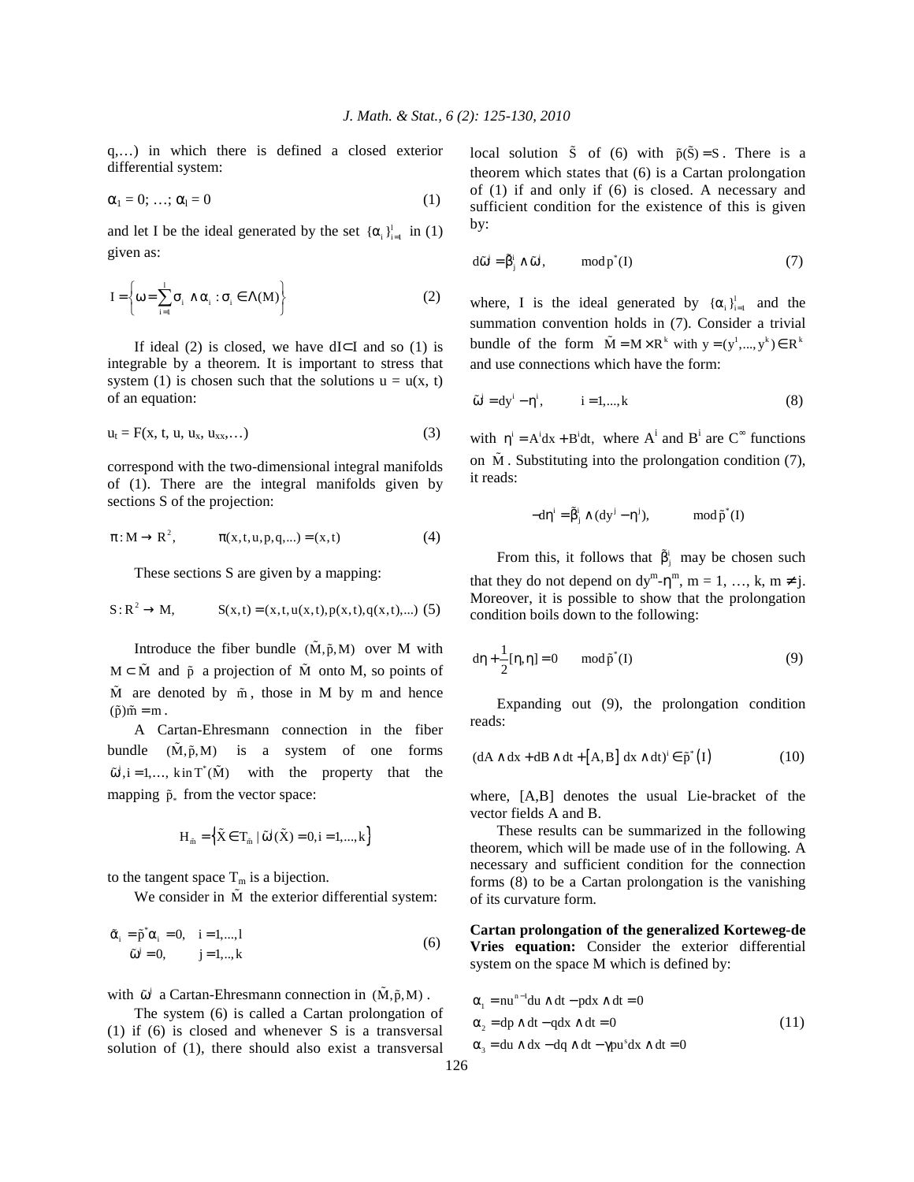q,…) in which there is defined a closed exterior differential system:

$$\alpha_1 = 0; \ldots; \alpha_l = 0 \tag{1}$$

and let I be the ideal generated by the set $\{\alpha_i\}_{i=1}^{l}$ in (1) given as:

$$I = \left\{ \omega = \sum_{i=1}^{l} \sigma_i \wedge \alpha_i : \sigma_i \in \Lambda(M) \right\} \tag{2}$$

If ideal (2) is closed, we have $dI \subset I$ and so (1) is integrable by a theorem. It is important to stress that system (1) is chosen such that the solutions $u = u(x, t)$ of an equation:

$$u_t = F(x, t, u, u_x, u_{xx}, \ldots) \tag{3}$$

correspond with the two-dimensional integral manifolds of (1). There are the integral manifolds given by sections S of the projection:

$$\pi : M \to R^2, \qquad \pi(x,t,u,p,q,\ldots) = (x,t) \tag{4}$$

These sections S are given by a mapping:

$$S : R^2 \to M, \qquad S(x,t) = (x,t,u(x,t),p(x,t),q(x,t),\ldots) \tag{5}$$

Introduce the fiber bundle $(\tilde{M}, \tilde{p}, M)$ over M with $M \subset \tilde{M}$ and $\tilde{p}$ a projection of $\tilde{M}$ onto M, so points of $\tilde{M}$ are denoted by $\tilde{m}$, those in M by m and hence $(\tilde{p})\tilde{m} = m$.

A Cartan-Ehresmann connection in the fiber bundle $(\tilde{M}, \tilde{p}, M)$ is a system of one forms $\tilde{\omega}^i, i = 1, \ldots, k$ in $T^*(\tilde{M})$ with the property that the mapping $\tilde{p}_*$ from the vector space:

$$H_{\tilde{m}} = \left\{ \tilde{X} \in T_{\tilde{m}} \mid \tilde{\omega}^i(\tilde{X}) = 0, i = 1, \ldots, k \right\}$$

to the tangent space $T_m$ is a bijection.

We consider in $\tilde{M}$ the exterior differential system:

$$\begin{aligned} \tilde{\alpha}_i &= \tilde{p}^* \alpha_i = 0, \quad i = 1, \ldots, l \\ \tilde{\omega}^j &= 0, \qquad j = 1, \ldots, k \end{aligned} \tag{6}$$

with $\tilde{\omega}^j$ a Cartan-Ehresmann connection in $(\tilde{M}, \tilde{p}, M)$.

The system (6) is called a Cartan prolongation of (1) if (6) is closed and whenever S is a transversal solution of (1), there should also exist a transversal local solution $\tilde{S}$ of (6) with $\tilde{p}(\tilde{S}) = S$. There is a theorem which states that (6) is a Cartan prolongation of (1) if and only if (6) is closed. A necessary and sufficient condition for the existence of this is given by:

$$d\tilde{\omega}^i = \tilde{\beta}^i_j \wedge \tilde{\omega}^j, \qquad \bmod p^*(I) \tag{7}$$

where, I is the ideal generated by $\{\alpha_i\}_{i=1}^{l}$ and the summation convention holds in (7). Consider a trivial bundle of the form $\tilde{M} = M \times R^k$ with $y = (y^1, \ldots, y^k) \in R^k$ and use connections which have the form:

$$\tilde{\omega}^i = dy^i - \eta^i, \qquad i = 1, \ldots, k \tag{8}$$

with $\eta^i = A^i dx + B^i dt$, where $A^i$ and $B^i$ are $C^\infty$ functions on $\tilde{M}$. Substituting into the prolongation condition (7), it reads:

$$-d\eta^i = \tilde{\beta}^i_j \wedge (dy^j - \eta^j), \qquad \bmod \tilde{p}^*(I)$$

From this, it follows that $\tilde{\beta}^i_j$ may be chosen such that they do not depend on $dy^m - \eta^m$, $m = 1, \ldots, k$, $m \neq j$. Moreover, it is possible to show that the prolongation condition boils down to the following:

$$d\eta + \frac{1}{2}[\eta, \eta] = 0 \qquad \bmod \tilde{p}^*(I) \tag{9}$$

Expanding out (9), the prolongation condition reads:

$$(dA \wedge dx + dB \wedge dt + [A,B]\, dx \wedge dt)^i \in \tilde{p}^*(I) \tag{10}$$

where, [A,B] denotes the usual Lie-bracket of the vector fields A and B.

These results can be summarized in the following theorem, which will be made use of in the following. A necessary and sufficient condition for the connection forms (8) to be a Cartan prolongation is the vanishing of its curvature form.

**Cartan prolongation of the generalized Korteweg-de Vries equation:** Consider the exterior differential system on the space M which is defined by:

$$\begin{aligned} \alpha_1 &= nu^{n-1} du \wedge dt - p dx \wedge dt = 0 \\ \alpha_2 &= dp \wedge dt - q dx \wedge dt = 0 \\ \alpha_3 &= du \wedge dx - dq \wedge dt - \gamma p u^s dx \wedge dt = 0 \end{aligned} \tag{11}$$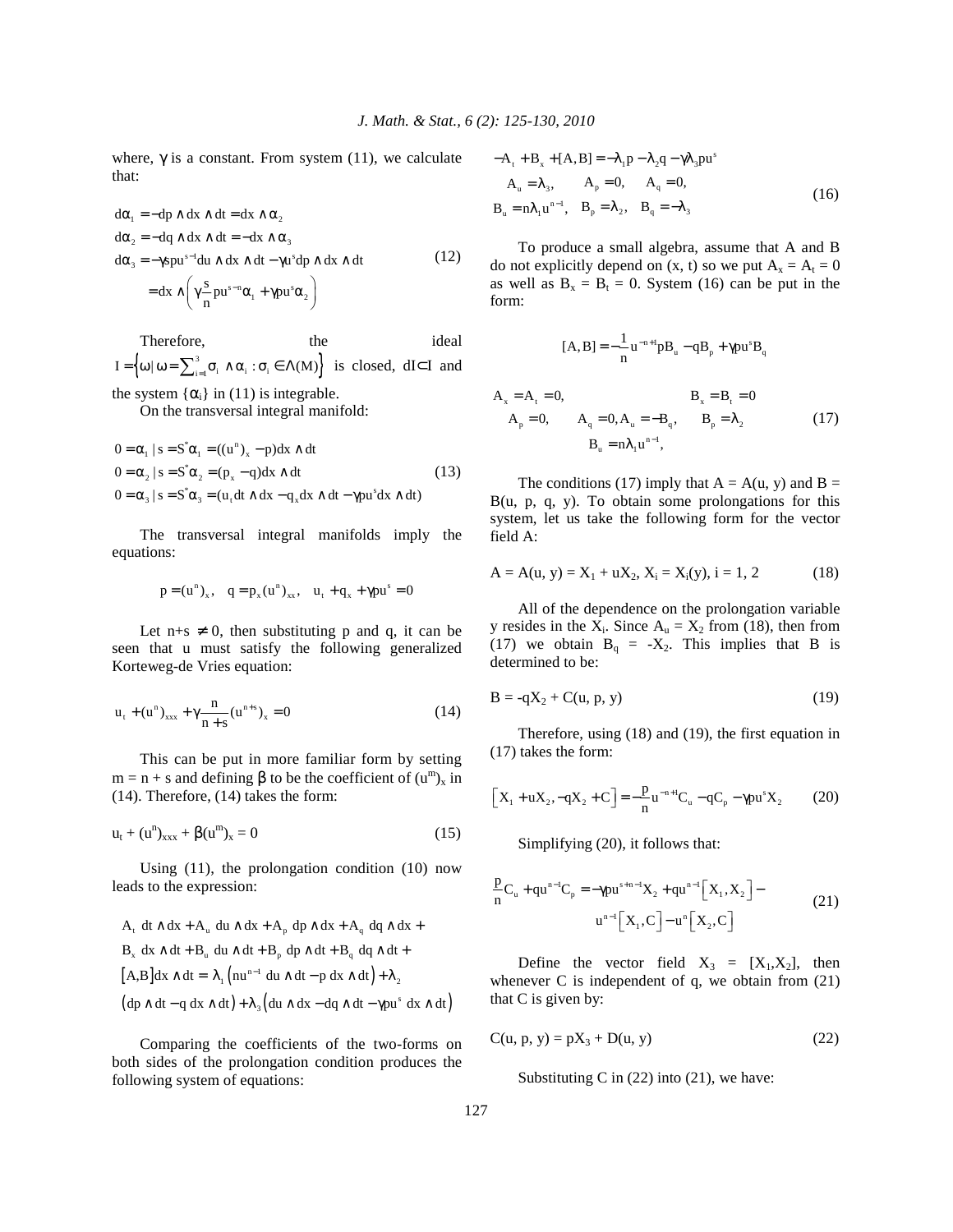where, $\gamma$ is a constant. From system (11), we calculate that:

$$
\begin{aligned}
d\alpha_1 &= -dp \wedge dx \wedge dt = dx \wedge \alpha_2 \\
d\alpha_2 &= -dq \wedge dx \wedge dt = -dx \wedge \alpha_3 \\
d\alpha_3 &= -\gamma s p u^{s-1} du \wedge dx \wedge dt - \gamma u^s dp \wedge dx \wedge dt \\
&= dx \wedge \left( \gamma \frac{s}{n} p u^{s-n} \alpha_1 + \gamma p u^s \alpha_2 \right)
\end{aligned}
\tag{12}
$$

Therefore, the ideal $I = \left\{ \omega \,|\, \omega = \sum_{i=1}^{3} \sigma_i \wedge \alpha_i : \sigma_i \in \Lambda(M) \right\}$ is closed, $dI \subset I$ and the system $\{\alpha_i\}$ in (11) is integrable.

On the transversal integral manifold:

$$
\begin{aligned}
0 &= \alpha_1 \,|\, s = S^* \alpha_1 = ((u^n)_x - p) dx \wedge dt \\
0 &= \alpha_2 \,|\, s = S^* \alpha_2 = (p_x - q) dx \wedge dt \\
0 &= \alpha_3 \,|\, s = S^* \alpha_3 = (u_t dt \wedge dx - q_x dx \wedge dt - \gamma p u^s dx \wedge dt)
\end{aligned}
\tag{13}
$$

The transversal integral manifolds imply the equations:

$$
p = (u^n)_x, \quad q = p_x (u^n)_{xx}, \quad u_t + q_x + \gamma p u^s = 0
$$

Let $n+s \neq 0$, then substituting p and q, it can be seen that u must satisfy the following generalized Korteweg-de Vries equation:

$$
u_t + (u^n)_{xxx} + \gamma \frac{n}{n+s} (u^{n+s})_x = 0 \tag{14}
$$

This can be put in more familiar form by setting $m = n + s$ and defining $\beta$ to be the coefficient of $(u^m)_x$ in (14). Therefore, (14) takes the form:

$$
u_t + (u^n)_{xxx} + \beta (u^m)_x = 0 \tag{15}
$$

Using (11), the prolongation condition (10) now leads to the expression:

$$
\begin{aligned}
&A_t \; dt \wedge dx + A_u \; du \wedge dx + A_p \; dp \wedge dx + A_q \; dq \wedge dx + \\
&B_x \; dx \wedge dt + B_u \; du \wedge dt + B_p \; dp \wedge dt + B_q \; dq \wedge dt + \\
&[A,B] dx \wedge dt = \lambda_1 \left( n u^{n-1} \; du \wedge dt - p \; dx \wedge dt \right) + \lambda_2 \\
&\left( dp \wedge dt - q \; dx \wedge dt \right) + \lambda_3 \left( du \wedge dx - dq \wedge dt - \gamma p u^s \; dx \wedge dt \right)
\end{aligned}
$$

Comparing the coefficients of the two-forms on both sides of the prolongation condition produces the following system of equations:

$$
\begin{aligned}
&-A_t + B_x + [A,B] = -\lambda_1 p - \lambda_2 q - \gamma \lambda_3 p u^s \\
&A_u = \lambda_3, \qquad A_p = 0, \qquad A_q = 0, \\
&B_u = n \lambda_1 u^{n-1}, \quad B_p = \lambda_2, \quad B_q = -\lambda_3
\end{aligned}
\tag{16}
$$

To produce a small algebra, assume that A and B do not explicitly depend on (x, t) so we put $A_x = A_t = 0$ as well as $B_x = B_t = 0$. System (16) can be put in the form:

$$
[A,B] = -\frac{1}{n} u^{-n+1} p B_u - q B_p + \gamma p u^s B_q
$$

$$
\begin{aligned}
&A_x = A_t = 0, \qquad\qquad B_x = B_t = 0 \\
&A_p = 0, \qquad A_q = 0, A_u = -B_q, \qquad B_p = \lambda_2 \\
&\qquad\qquad B_u = n \lambda_1 u^{n-1},
\end{aligned}
\tag{17}
$$

The conditions (17) imply that $A = A(u, y)$ and $B = B(u, p, q, y)$. To obtain some prolongations for this system, let us take the following form for the vector field A:

$$
A = A(u, y) = X_1 + u X_2, \; X_i = X_i(y), \; i = 1, 2 \tag{18}
$$

All of the dependence on the prolongation variable y resides in the $X_i$. Since $A_u = X_2$ from (18), then from (17) we obtain $B_q = -X_2$. This implies that B is determined to be:

$$
B = -q X_2 + C(u, p, y) \tag{19}
$$

Therefore, using (18) and (19), the first equation in (17) takes the form:

$$
\left[ X_1 + u X_2, -q X_2 + C \right] = -\frac{p}{n} u^{-n+1} C_u - q C_p - \gamma p u^s X_2 \tag{20}
$$

Simplifying (20), it follows that:

$$
\begin{aligned}
\frac{p}{n} C_u + q u^{n-1} C_p = -\gamma p u^{s+n-1} X_2 + q u^{n-1} \left[ X_1, X_2 \right] - \\
u^{n-1} \left[ X_1, C \right] - u^n \left[ X_2, C \right]
\end{aligned}
\tag{21}
$$

Define the vector field $X_3 = [X_1, X_2]$, then whenever C is independent of q, we obtain from (21) that C is given by:

$$
C(u, p, y) = p X_3 + D(u, y) \tag{22}
$$

Substituting C in (22) into (21), we have: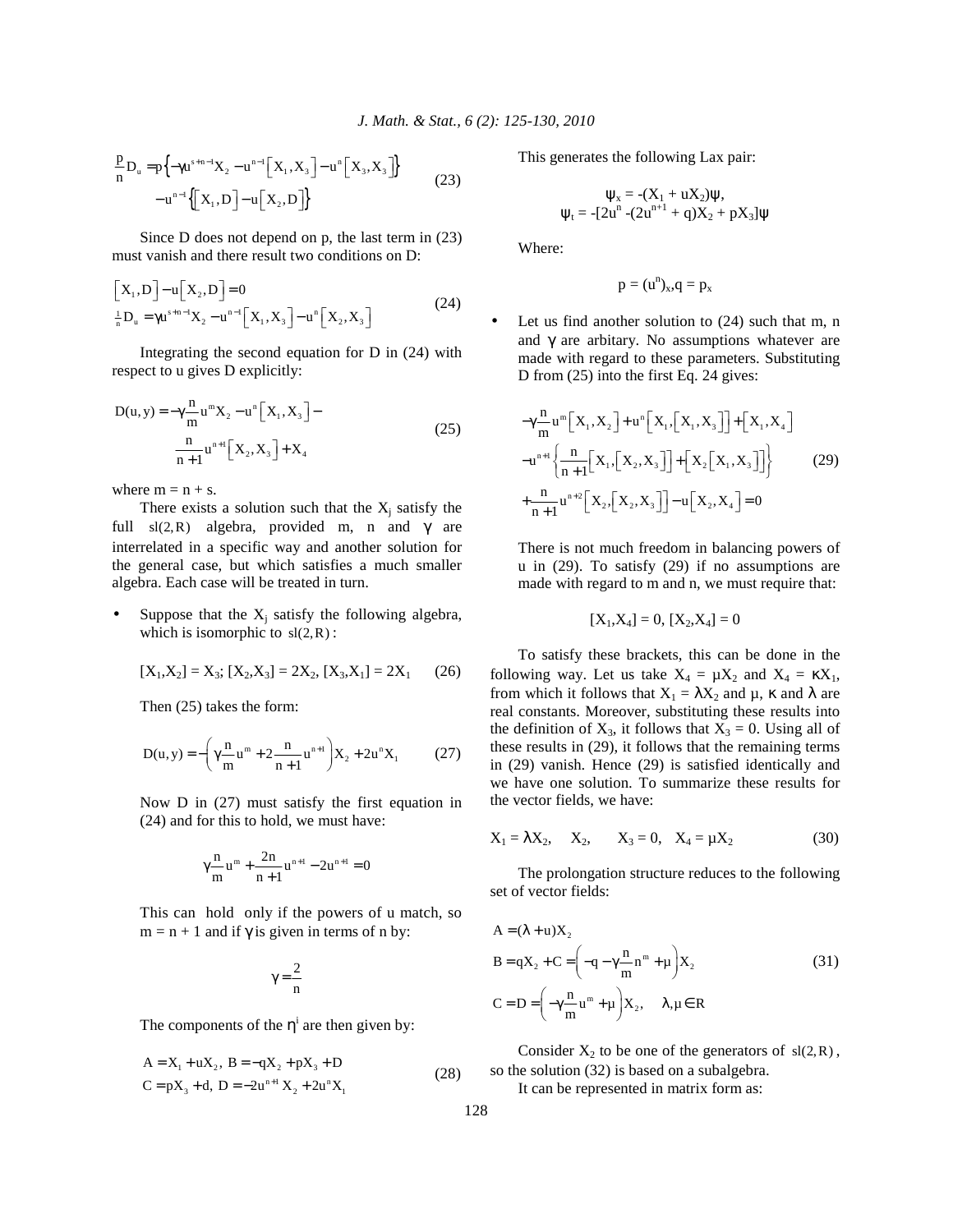$$\frac{p}{n}D_u = p\left\{-\gamma u^{s+n-1}X_2 - u^{n-1}\left[X_1, X_3\right] - u^n\left[X_3, X_3\right]\right\}$$
$$-u^{n-1}\left\{\left[X_1, D\right] - u\left[X_2, D\right]\right\} \tag{23}$$

Since D does not depend on p, the last term in (23) must vanish and there result two conditions on D:

$$\left[X_1, D\right] - u\left[X_2, D\right] = 0$$
$$\tfrac{1}{n}D_u = \gamma u^{s+n-1}X_2 - u^{n-1}\left[X_1, X_3\right] - u^n\left[X_2, X_3\right] \tag{24}$$

Integrating the second equation for D in (24) with respect to u gives D explicitly:

$$D(u, y) = -\gamma\frac{n}{m}u^m X_2 - u^n\left[X_1, X_3\right] - \frac{n}{n+1}u^{n+1}\left[X_2, X_3\right] + X_4 \tag{25}$$

where $m = n + s$.

There exists a solution such that the $X_j$ satisfy the full $sl(2,R)$ algebra, provided m, n and $\gamma$ are interrelated in a specific way and another solution for the general case, but which satisfies a much smaller algebra. Each case will be treated in turn.

- Suppose that the $X_j$ satisfy the following algebra, which is isomorphic to $sl(2,R)$:

$$[X_1, X_2] = X_3;\ [X_2, X_3] = 2X_2,\ [X_3, X_1] = 2X_1 \tag{26}$$

Then (25) takes the form:

$$D(u, y) = -\left(\gamma\frac{n}{m}u^m + 2\frac{n}{n+1}u^{n+1}\right)X_2 + 2u^n X_1 \tag{27}$$

Now D in (27) must satisfy the first equation in (24) and for this to hold, we must have:

$$\gamma\frac{n}{m}u^m + \frac{2n}{n+1}u^{n+1} - 2u^{n+1} = 0$$

This can hold only if the powers of u match, so $m = n + 1$ and if $\gamma$ is given in terms of n by:

$$\gamma = \frac{2}{n}$$

The components of the $\eta^i$ are then given by:

$$A = X_1 + uX_2,\ B = -qX_2 + pX_3 + D$$
$$C = pX_3 + d,\ D = -2u^{n+1}X_2 + 2u^n X_1 \tag{28}$$

This generates the following Lax pair:

$$\psi_x = -(X_1 + uX_2)\psi,$$
$$\psi_t = -[2u^n - (2u^{n+1} + q)X_2 + pX_3]\psi$$

Where:

$$p = (u^n)_x, q = p_x$$

- Let us find another solution to (24) such that m, n and $\gamma$ are arbitary. No assumptions whatever are made with regard to these parameters. Substituting D from (25) into the first Eq. 24 gives:

$$-\gamma\frac{n}{m}u^m\left[X_1, X_2\right] + u^n\left[X_1, \left[X_1, X_3\right]\right] + \left[X_1, X_4\right]$$
$$-u^{n+1}\left\{\frac{n}{n+1}\left[X_1, \left[X_2, X_3\right]\right] + \left[X_2\left[X_1, X_3\right]\right]\right\} \tag{29}$$
$$+\frac{n}{n+1}u^{n+2}\left[X_2, \left[X_2, X_3\right]\right] - u\left[X_2, X_4\right] = 0$$

There is not much freedom in balancing powers of u in (29). To satisfy (29) if no assumptions are made with regard to m and n, we must require that:

$$[X_1, X_4] = 0,\ [X_2, X_4] = 0$$

To satisfy these brackets, this can be done in the following way. Let us take $X_4 = \mu X_2$ and $X_4 = \kappa X_1$, from which it follows that $X_1 = \lambda X_2$ and $\mu$, $\kappa$ and $\lambda$ are real constants. Moreover, substituting these results into the definition of $X_3$, it follows that $X_3 = 0$. Using all of these results in (29), it follows that the remaining terms in (29) vanish. Hence (29) is satisfied identically and we have one solution. To summarize these results for the vector fields, we have:

$$X_1 = \lambda X_2, \quad X_2, \quad X_3 = 0, \quad X_4 = \mu X_2 \tag{30}$$

The prolongation structure reduces to the following set of vector fields:

$$A = (\lambda + u)X_2$$
$$B = qX_2 + C = \left(-q - \gamma\frac{n}{m}n^m + \mu\right)X_2 \tag{31}$$
$$C = D = \left(-\gamma\frac{n}{m}u^m + \mu\right)X_2, \quad \lambda, \mu \in R$$

Consider $X_2$ to be one of the generators of $sl(2,R)$, so the solution (32) is based on a subalgebra.

It can be represented in matrix form as: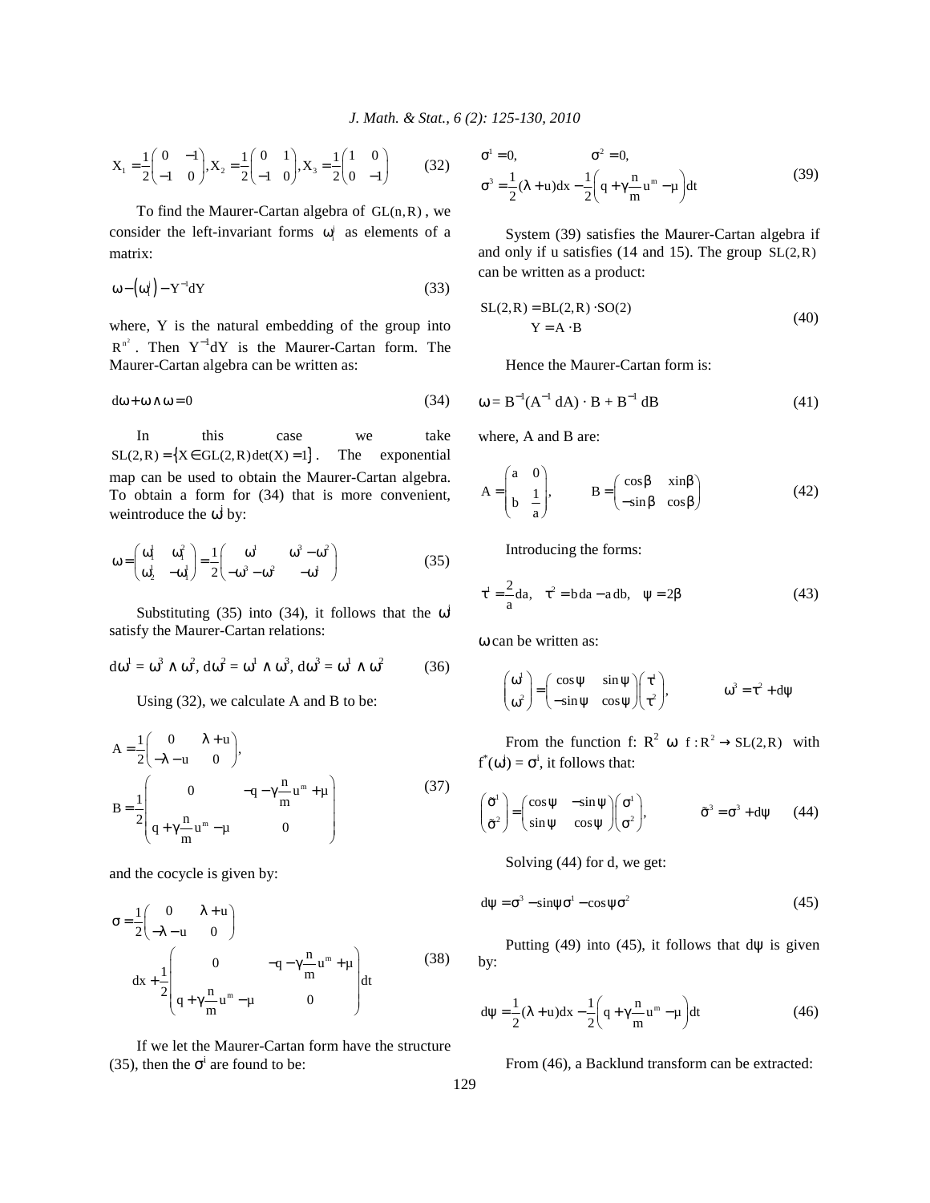$$X_1 = \frac{1}{2}\begin{pmatrix} 0 & -1 \\ -1 & 0 \end{pmatrix}, X_2 = \frac{1}{2}\begin{pmatrix} 0 & 1 \\ -1 & 0 \end{pmatrix}, X_3 = \frac{1}{2}\begin{pmatrix} 1 & 0 \\ 0 & -1 \end{pmatrix} \tag{32}$$

To find the Maurer-Cartan algebra of $GL(n,R)$, we consider the left-invariant forms $\omega_j^i$ as elements of a matrix:

$$\omega - (\omega_j^i) - Y^{-1}dY \tag{33}$$

where, Y is the natural embedding of the group into $R^{n^2}$. Then $Y^{-1}dY$ is the Maurer-Cartan form. The Maurer-Cartan algebra can be written as:

$$d\omega + \omega \wedge \omega = 0 \tag{34}$$

In this case we take $SL(2,R) = \{X \in GL(2,R) \det(X) = 1\}$. The exponential map can be used to obtain the Maurer-Cartan algebra. To obtain a form for (34) that is more convenient, weintroduce the $\omega^j$ by:

$$\omega = \begin{pmatrix} \omega_1^1 & \omega_1^2 \\ \omega_2^1 & -\omega_1^1 \end{pmatrix} = \frac{1}{2}\begin{pmatrix} \omega^1 & \omega^3 - \omega^2 \\ -\omega^3 - \omega^2 & -\omega^1 \end{pmatrix} \tag{35}$$

Substituting (35) into (34), it follows that the $\omega^j$ satisfy the Maurer-Cartan relations:

$$d\omega^1 = \omega^3 \wedge \omega^2,\ d\omega^2 = \omega^1 \wedge \omega^3,\ d\omega^3 = \omega^1 \wedge \omega^2 \tag{36}$$

Using (32), we calculate A and B to be:

$$A = \frac{1}{2}\begin{pmatrix} 0 & \lambda + u \\ -\lambda - u & 0 \end{pmatrix},$$
$$B = \frac{1}{2}\begin{pmatrix} 0 & -q - \gamma\frac{n}{m}u^m + \mu \\ q + \gamma\frac{n}{m}u^m - \mu & 0 \end{pmatrix} \tag{37}$$

and the cocycle is given by:

$$\sigma = \frac{1}{2}\begin{pmatrix} 0 & \lambda + u \\ -\lambda - u & 0 \end{pmatrix} dx + \frac{1}{2}\begin{pmatrix} 0 & -q - \gamma\frac{n}{m}u^m + \mu \\ q + \gamma\frac{n}{m}u^m - \mu & 0 \end{pmatrix} dt \tag{38}$$

If we let the Maurer-Cartan form have the structure (35), then the $\sigma^i$ are found to be:

$$\sigma^1 = 0, \qquad \sigma^2 = 0,$$
$$\sigma^3 = \frac{1}{2}(\lambda + u)dx - \frac{1}{2}\left(q + \gamma\frac{n}{m}u^m - \mu\right)dt \tag{39}$$

System (39) satisfies the Maurer-Cartan algebra if and only if u satisfies (14 and 15). The group $SL(2,R)$ can be written as a product:

$$SL(2,R) = BL(2,R) \cdot SO(2)$$
$$Y = A \cdot B \tag{40}$$

Hence the Maurer-Cartan form is:

$$\omega = B^{-1}(A^{-1}\, dA) \cdot B + B^{-1}\, dB \tag{41}$$

where, A and B are:

$$A = \begin{pmatrix} a & 0 \\ b & \frac{1}{a} \end{pmatrix}, \qquad B = \begin{pmatrix} \cos\beta & \text{xin}\beta \\ -\sin\beta & \cos\beta \end{pmatrix} \tag{42}$$

Introducing the forms:

$$\tau^1 = \frac{2}{a}da, \quad \tau^2 = b\,da - a\,db, \quad \psi = 2\beta \tag{43}$$

$\omega$ can be written as:

$$\begin{pmatrix} \omega^1 \\ \omega^2 \end{pmatrix} = \begin{pmatrix} \cos\psi & \sin\psi \\ -\sin\psi & \cos\psi \end{pmatrix}\begin{pmatrix} \tau^1 \\ \tau^2 \end{pmatrix}, \qquad \omega^3 = \tau^2 + d\psi$$

From the function f: $R^2$ $\omega$ $f: R^2 \to SL(2,R)$ with $f^*(\omega^i) = \sigma^i$, it follows that:

$$\begin{pmatrix} \tilde{\sigma}^1 \\ \tilde{\sigma}^2 \end{pmatrix} = \begin{pmatrix} \cos\psi & -\sin\psi \\ \sin\psi & \cos\psi \end{pmatrix}\begin{pmatrix} \sigma^1 \\ \sigma^2 \end{pmatrix}, \qquad \tilde{\sigma}^3 = \sigma^3 + d\psi \tag{44}$$

Solving (44) for d, we get:

$$d\psi = \sigma^3 - \sin\psi\,\sigma^1 - \cos\psi\,\sigma^2 \tag{45}$$

Putting (49) into (45), it follows that $d\psi$ is given by:

$$d\psi = \frac{1}{2}(\lambda + u)dx - \frac{1}{2}\left(q + \gamma\frac{n}{m}u^m - \mu\right)dt \tag{46}$$

From (46), a Backlund transform can be extracted: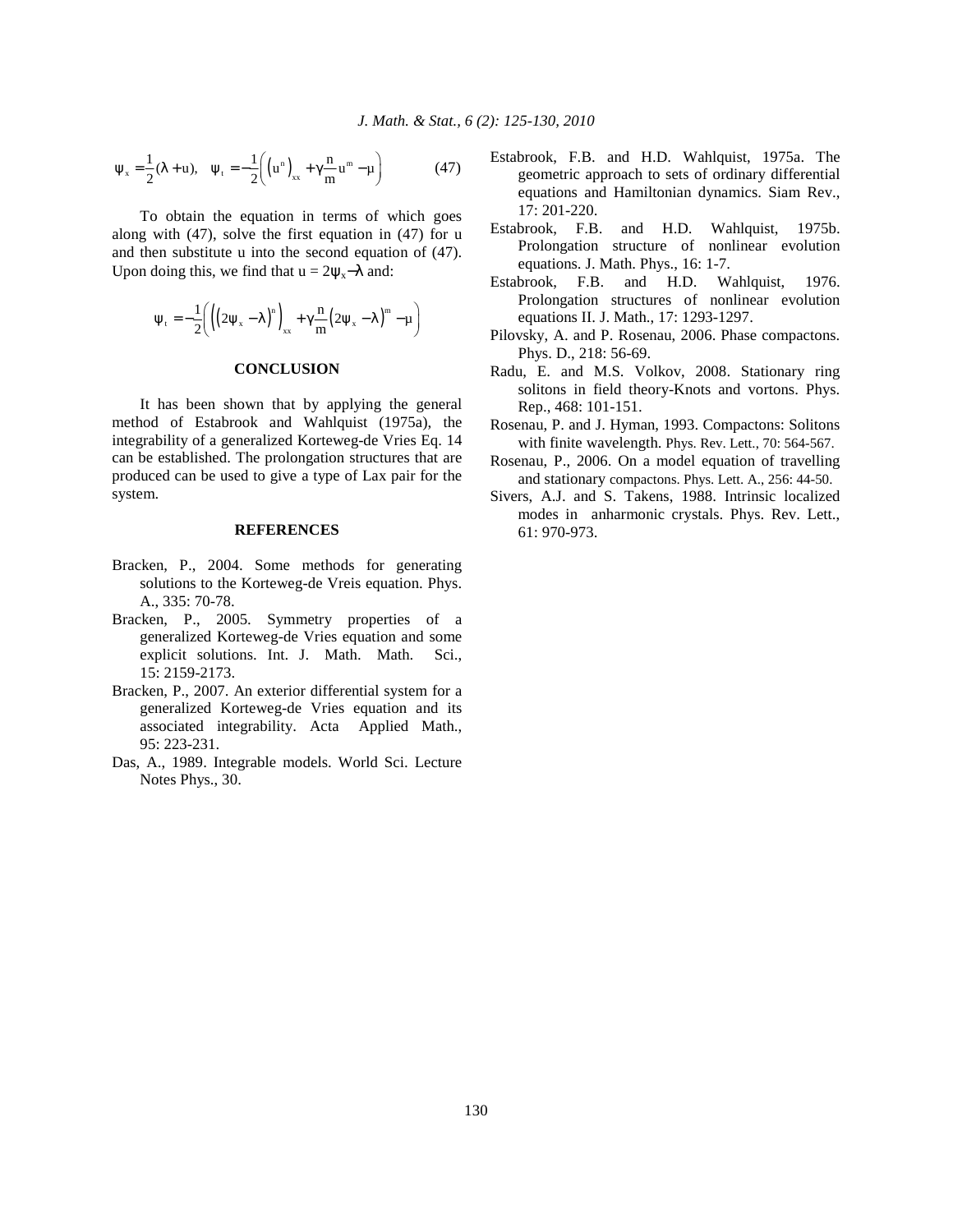$$\psi_x = \frac{1}{2}(\lambda + u), \quad \psi_t = -\frac{1}{2}\left(\left(u^n\right)_{xx} + \gamma\frac{n}{m}u^m - \mu\right) \tag{47}$$

To obtain the equation in terms of which goes along with (47), solve the first equation in (47) for u and then substitute u into the second equation of (47). Upon doing this, we find that $u = 2\psi_x - \lambda$ and:

$$\psi_t = -\frac{1}{2}\left(\left(\left(2\psi_x - \lambda\right)^n\right)_{xx} + \gamma\frac{n}{m}\left(2\psi_x - \lambda\right)^m - \mu\right)$$

## CONCLUSION

It has been shown that by applying the general method of Estabrook and Wahlquist (1975a), the integrability of a generalized Korteweg-de Vries Eq. 14 can be established. The prolongation structures that are produced can be used to give a type of Lax pair for the system.

## REFERENCES

Bracken, P., 2004. Some methods for generating solutions to the Korteweg-de Vreis equation. Phys. A., 335: 70-78.

Bracken, P., 2005. Symmetry properties of a generalized Korteweg-de Vries equation and some explicit solutions. Int. J. Math. Math. Sci., 15: 2159-2173.

Bracken, P., 2007. An exterior differential system for a generalized Korteweg-de Vries equation and its associated integrability. Acta Applied Math., 95: 223-231.

Das, A., 1989. Integrable models. World Sci. Lecture Notes Phys., 30.

Estabrook, F.B. and H.D. Wahlquist, 1975a. The geometric approach to sets of ordinary differential equations and Hamiltonian dynamics. Siam Rev., 17: 201-220.

Estabrook, F.B. and H.D. Wahlquist, 1975b. Prolongation structure of nonlinear evolution equations. J. Math. Phys., 16: 1-7.

Estabrook, F.B. and H.D. Wahlquist, 1976. Prolongation structures of nonlinear evolution equations II. J. Math., 17: 1293-1297.

Pilovsky, A. and P. Rosenau, 2006. Phase compactons. Phys. D., 218: 56-69.

Radu, E. and M.S. Volkov, 2008. Stationary ring solitons in field theory-Knots and vortons. Phys. Rep., 468: 101-151.

Rosenau, P. and J. Hyman, 1993. Compactons: Solitons with finite wavelength. Phys. Rev. Lett., 70: 564-567.

Rosenau, P., 2006. On a model equation of travelling and stationary compactons. Phys. Lett. A., 256: 44-50.

Sivers, A.J. and S. Takens, 1988. Intrinsic localized modes in anharmonic crystals. Phys. Rev. Lett., 61: 970-973.